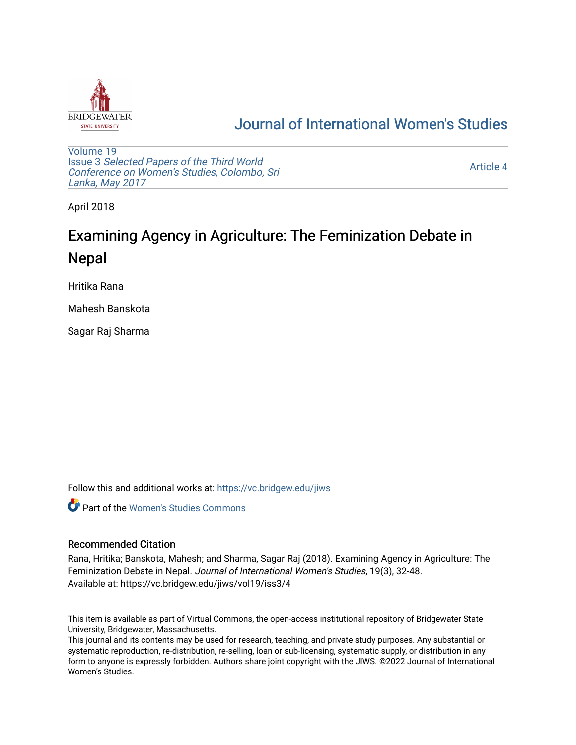Journal of International Women's Studies

Volume 19
Issue 3 *Selected Papers of the Third World Conference on Women's Studies, Colombo, Sri Lanka, May 2017*

Article 4

April 2018

# Examining Agency in Agriculture: The Feminization Debate in Nepal

Hritika Rana

Mahesh Banskota

Sagar Raj Sharma

Follow this and additional works at: https://vc.bridgew.edu/jiws

Part of the Women's Studies Commons

## Recommended Citation

Rana, Hritika; Banskota, Mahesh; and Sharma, Sagar Raj (2018). Examining Agency in Agriculture: The Feminization Debate in Nepal. *Journal of International Women's Studies*, 19(3), 32-48.
Available at: https://vc.bridgew.edu/jiws/vol19/iss3/4

This item is available as part of Virtual Commons, the open-access institutional repository of Bridgewater State University, Bridgewater, Massachusetts.
This journal and its contents may be used for research, teaching, and private study purposes. Any substantial or systematic reproduction, re-distribution, re-selling, loan or sub-licensing, systematic supply, or distribution in any form to anyone is expressly forbidden. Authors share joint copyright with the JIWS. ©2022 Journal of International Women's Studies.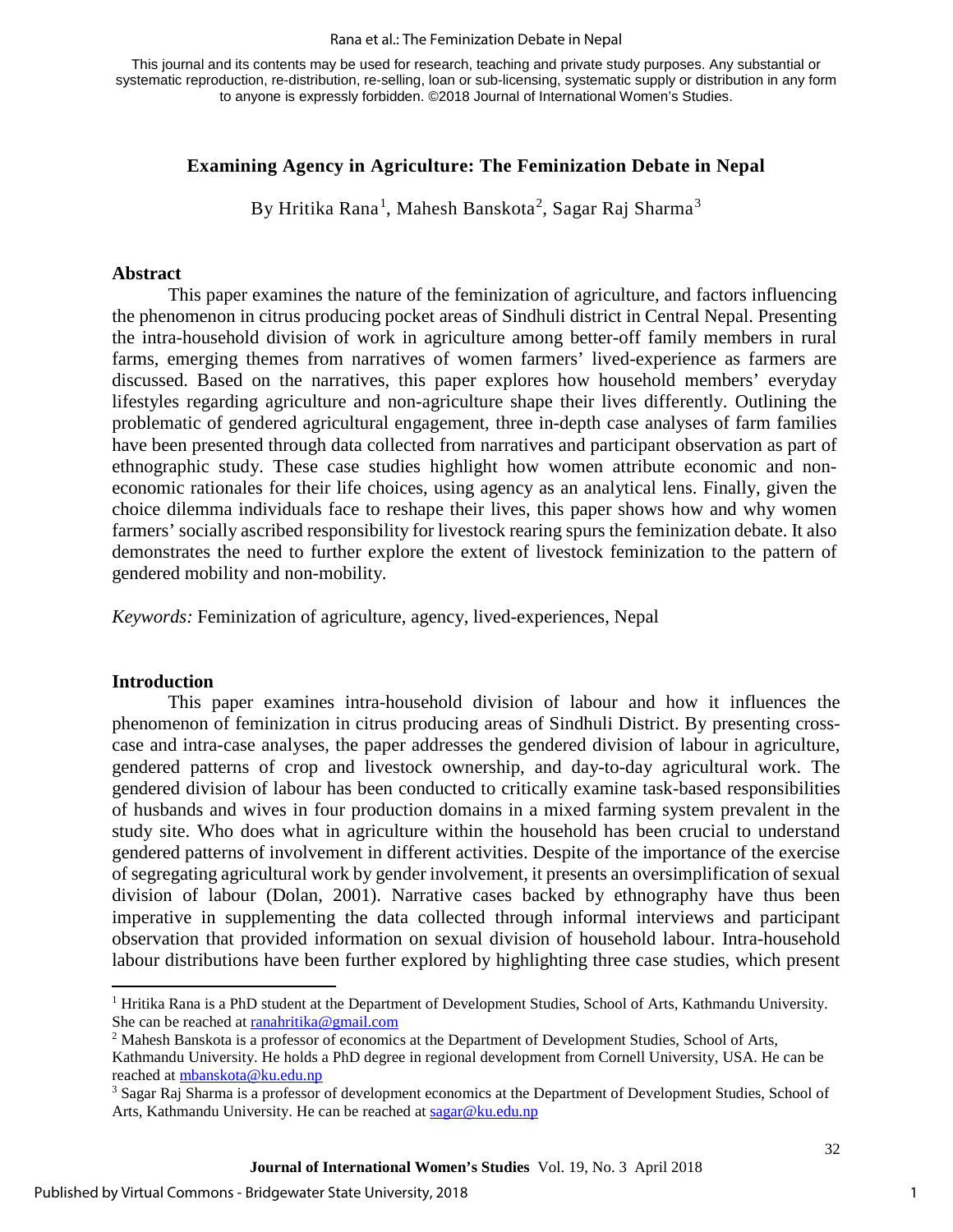This journal and its contents may be used for research, teaching and private study purposes. Any substantial or systematic reproduction, re-distribution, re-selling, loan or sub-licensing, systematic supply or distribution in any form to anyone is expressly forbidden. ©2018 Journal of International Women's Studies.

## Examining Agency in Agriculture: The Feminization Debate in Nepal

By Hritika Rana[1], Mahesh Banskota[2], Sagar Raj Sharma[3]

### Abstract

This paper examines the nature of the feminization of agriculture, and factors influencing the phenomenon in citrus producing pocket areas of Sindhuli district in Central Nepal. Presenting the intra-household division of work in agriculture among better-off family members in rural farms, emerging themes from narratives of women farmers' lived-experience as farmers are discussed. Based on the narratives, this paper explores how household members' everyday lifestyles regarding agriculture and non-agriculture shape their lives differently. Outlining the problematic of gendered agricultural engagement, three in-depth case analyses of farm families have been presented through data collected from narratives and participant observation as part of ethnographic study. These case studies highlight how women attribute economic and non-economic rationales for their life choices, using agency as an analytical lens. Finally, given the choice dilemma individuals face to reshape their lives, this paper shows how and why women farmers' socially ascribed responsibility for livestock rearing spurs the feminization debate. It also demonstrates the need to further explore the extent of livestock feminization to the pattern of gendered mobility and non-mobility.

*Keywords:* Feminization of agriculture, agency, lived-experiences, Nepal

### Introduction

This paper examines intra-household division of labour and how it influences the phenomenon of feminization in citrus producing areas of Sindhuli District. By presenting cross-case and intra-case analyses, the paper addresses the gendered division of labour in agriculture, gendered patterns of crop and livestock ownership, and day-to-day agricultural work. The gendered division of labour has been conducted to critically examine task-based responsibilities of husbands and wives in four production domains in a mixed farming system prevalent in the study site. Who does what in agriculture within the household has been crucial to understand gendered patterns of involvement in different activities. Despite of the importance of the exercise of segregating agricultural work by gender involvement, it presents an oversimplification of sexual division of labour (Dolan, 2001). Narrative cases backed by ethnography have thus been imperative in supplementing the data collected through informal interviews and participant observation that provided information on sexual division of household labour. Intra-household labour distributions have been further explored by highlighting three case studies, which present

---

[1] Hritika Rana is a PhD student at the Department of Development Studies, School of Arts, Kathmandu University. She can be reached at ranahritika@gmail.com

[2] Mahesh Banskota is a professor of economics at the Department of Development Studies, School of Arts, Kathmandu University. He holds a PhD degree in regional development from Cornell University, USA. He can be reached at mbanskota@ku.edu.np

[3] Sagar Raj Sharma is a professor of development economics at the Department of Development Studies, School of Arts, Kathmandu University. He can be reached at sagar@ku.edu.np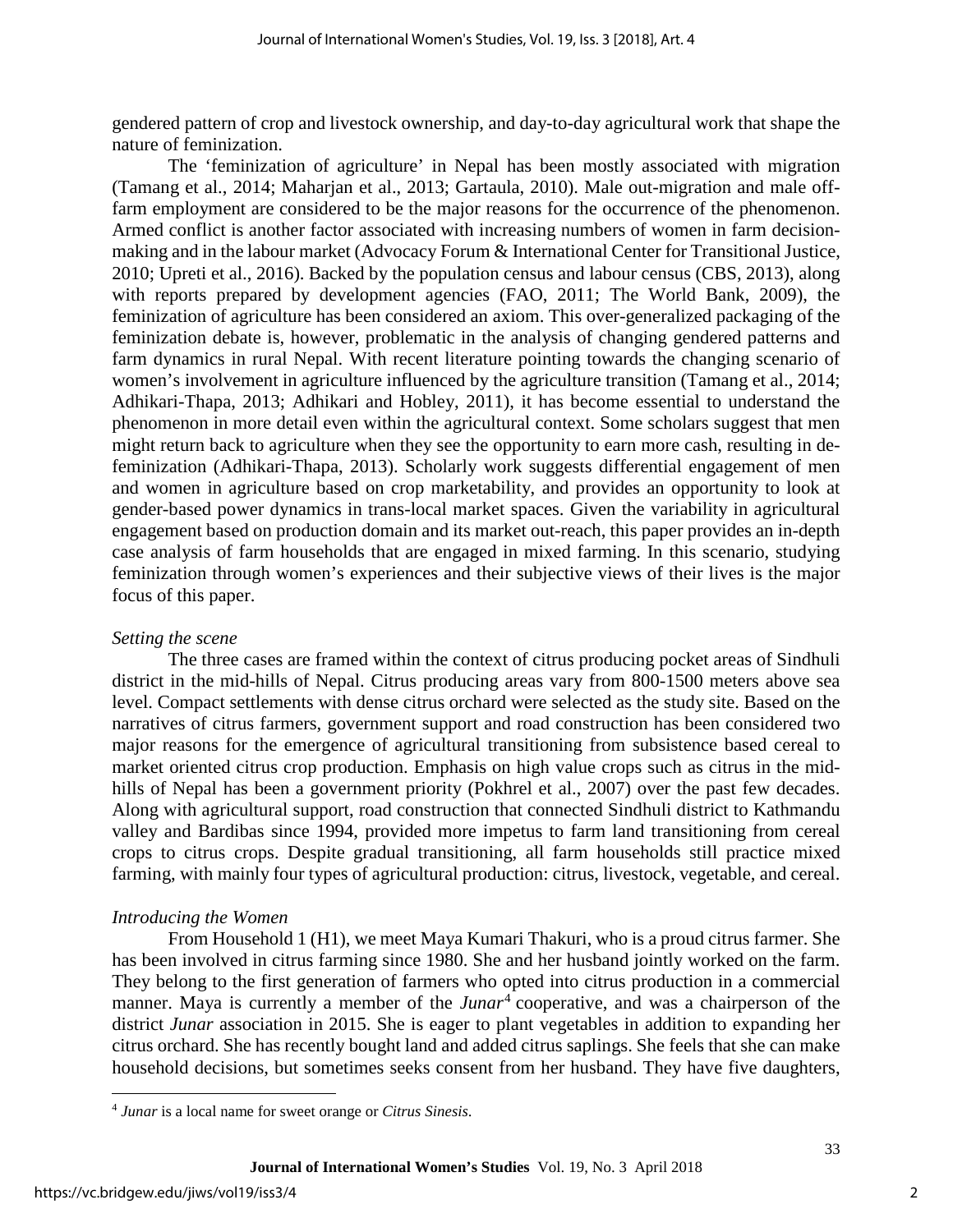gendered pattern of crop and livestock ownership, and day-to-day agricultural work that shape the nature of feminization.

The 'feminization of agriculture' in Nepal has been mostly associated with migration (Tamang et al., 2014; Maharjan et al., 2013; Gartaula, 2010). Male out-migration and male off-farm employment are considered to be the major reasons for the occurrence of the phenomenon. Armed conflict is another factor associated with increasing numbers of women in farm decision-making and in the labour market (Advocacy Forum & International Center for Transitional Justice, 2010; Upreti et al., 2016). Backed by the population census and labour census (CBS, 2013), along with reports prepared by development agencies (FAO, 2011; The World Bank, 2009), the feminization of agriculture has been considered an axiom. This over-generalized packaging of the feminization debate is, however, problematic in the analysis of changing gendered patterns and farm dynamics in rural Nepal. With recent literature pointing towards the changing scenario of women's involvement in agriculture influenced by the agriculture transition (Tamang et al., 2014; Adhikari-Thapa, 2013; Adhikari and Hobley, 2011), it has become essential to understand the phenomenon in more detail even within the agricultural context. Some scholars suggest that men might return back to agriculture when they see the opportunity to earn more cash, resulting in de-feminization (Adhikari-Thapa, 2013). Scholarly work suggests differential engagement of men and women in agriculture based on crop marketability, and provides an opportunity to look at gender-based power dynamics in trans-local market spaces. Given the variability in agricultural engagement based on production domain and its market out-reach, this paper provides an in-depth case analysis of farm households that are engaged in mixed farming. In this scenario, studying feminization through women's experiences and their subjective views of their lives is the major focus of this paper.

### *Setting the scene*

The three cases are framed within the context of citrus producing pocket areas of Sindhuli district in the mid-hills of Nepal. Citrus producing areas vary from 800-1500 meters above sea level. Compact settlements with dense citrus orchard were selected as the study site. Based on the narratives of citrus farmers, government support and road construction has been considered two major reasons for the emergence of agricultural transitioning from subsistence based cereal to market oriented citrus crop production. Emphasis on high value crops such as citrus in the mid-hills of Nepal has been a government priority (Pokhrel et al., 2007) over the past few decades. Along with agricultural support, road construction that connected Sindhuli district to Kathmandu valley and Bardibas since 1994, provided more impetus to farm land transitioning from cereal crops to citrus crops. Despite gradual transitioning, all farm households still practice mixed farming, with mainly four types of agricultural production: citrus, livestock, vegetable, and cereal.

### *Introducing the Women*

From Household 1 (H1), we meet Maya Kumari Thakuri, who is a proud citrus farmer. She has been involved in citrus farming since 1980. She and her husband jointly worked on the farm. They belong to the first generation of farmers who opted into citrus production in a commercial manner. Maya is currently a member of the *Junar*[4] cooperative, and was a chairperson of the district *Junar* association in 2015. She is eager to plant vegetables in addition to expanding her citrus orchard. She has recently bought land and added citrus saplings. She feels that she can make household decisions, but sometimes seeks consent from her husband. They have five daughters,

---

[4] *Junar* is a local name for sweet orange or *Citrus Sinesis*.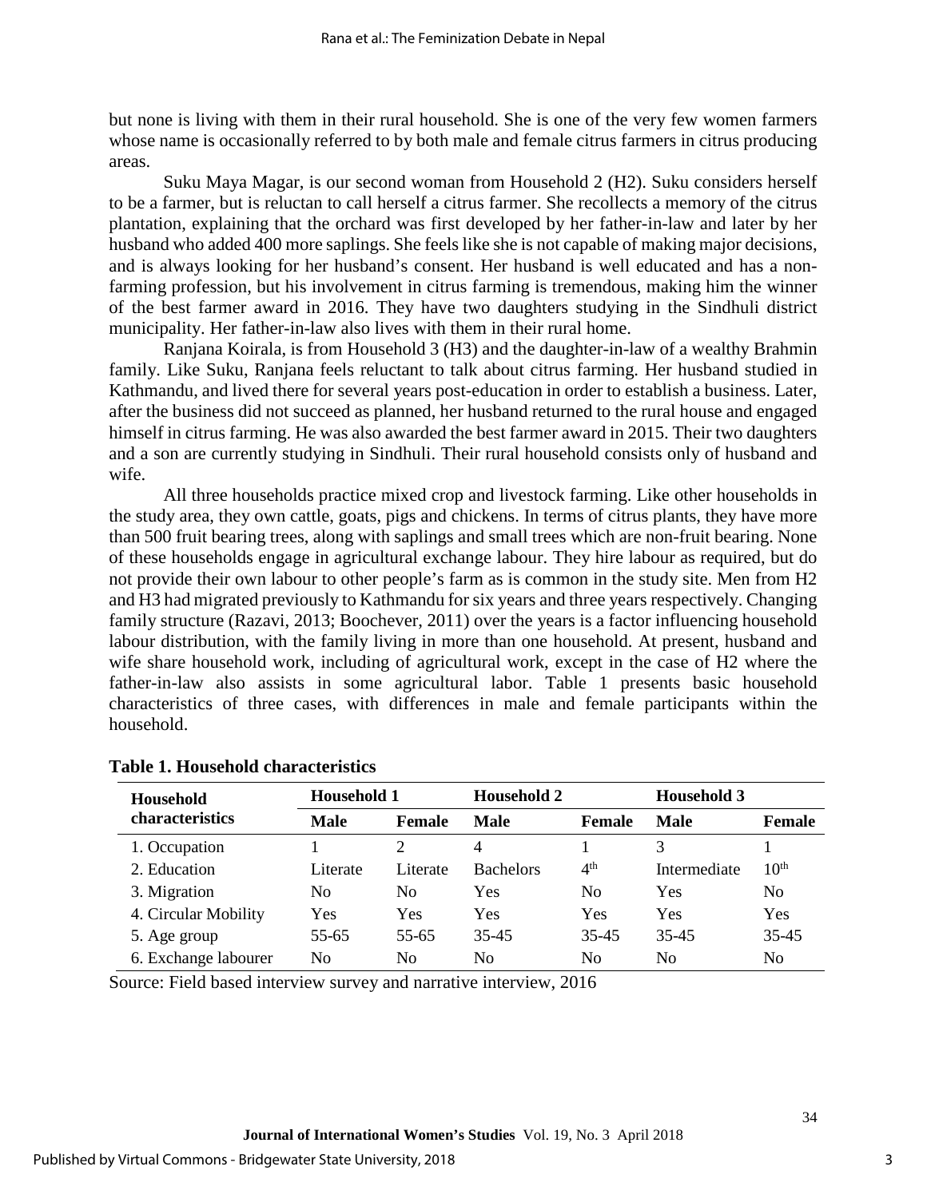but none is living with them in their rural household. She is one of the very few women farmers whose name is occasionally referred to by both male and female citrus farmers in citrus producing areas.

Suku Maya Magar, is our second woman from Household 2 (H2). Suku considers herself to be a farmer, but is reluctan to call herself a citrus farmer. She recollects a memory of the citrus plantation, explaining that the orchard was first developed by her father-in-law and later by her husband who added 400 more saplings. She feels like she is not capable of making major decisions, and is always looking for her husband's consent. Her husband is well educated and has a non-farming profession, but his involvement in citrus farming is tremendous, making him the winner of the best farmer award in 2016. They have two daughters studying in the Sindhuli district municipality. Her father-in-law also lives with them in their rural home.

Ranjana Koirala, is from Household 3 (H3) and the daughter-in-law of a wealthy Brahmin family. Like Suku, Ranjana feels reluctant to talk about citrus farming. Her husband studied in Kathmandu, and lived there for several years post-education in order to establish a business. Later, after the business did not succeed as planned, her husband returned to the rural house and engaged himself in citrus farming. He was also awarded the best farmer award in 2015. Their two daughters and a son are currently studying in Sindhuli. Their rural household consists only of husband and wife.

All three households practice mixed crop and livestock farming. Like other households in the study area, they own cattle, goats, pigs and chickens. In terms of citrus plants, they have more than 500 fruit bearing trees, along with saplings and small trees which are non-fruit bearing. None of these households engage in agricultural exchange labour. They hire labour as required, but do not provide their own labour to other people's farm as is common in the study site. Men from H2 and H3 had migrated previously to Kathmandu for six years and three years respectively. Changing family structure (Razavi, 2013; Boochever, 2011) over the years is a factor influencing household labour distribution, with the family living in more than one household. At present, husband and wife share household work, including of agricultural work, except in the case of H2 where the father-in-law also assists in some agricultural labor. Table 1 presents basic household characteristics of three cases, with differences in male and female participants within the household.

**Table 1. Household characteristics**

| Household characteristics | Household 1 | | Household 2 | | Household 3 | |
|---|---|---|---|---|---|---|
| | **Male** | **Female** | **Male** | **Female** | **Male** | **Female** |
| 1. Occupation | 1 | 2 | 4 | 1 | 3 | 1 |
| 2. Education | Literate | Literate | Bachelors | 4th | Intermediate | 10th |
| 3. Migration | No | No | Yes | No | Yes | No |
| 4. Circular Mobility | Yes | Yes | Yes | Yes | Yes | Yes |
| 5. Age group | 55-65 | 55-65 | 35-45 | 35-45 | 35-45 | 35-45 |
| 6. Exchange labourer | No | No | No | No | No | No |

Source: Field based interview survey and narrative interview, 2016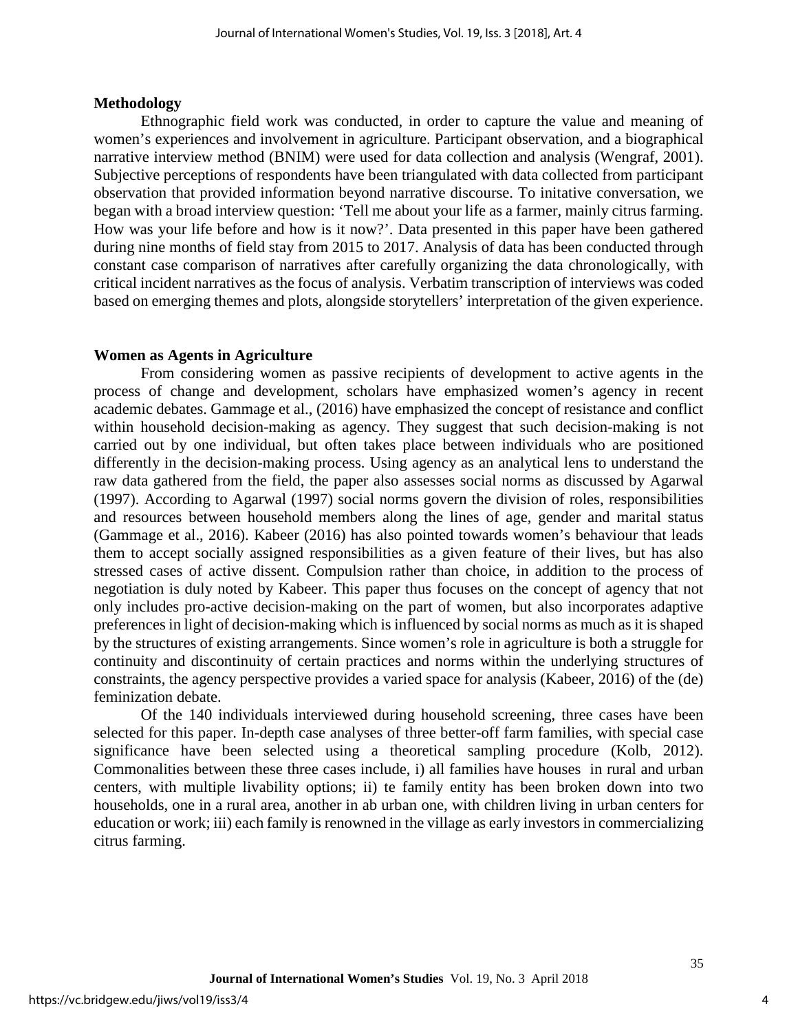## Methodology

Ethnographic field work was conducted, in order to capture the value and meaning of women's experiences and involvement in agriculture. Participant observation, and a biographical narrative interview method (BNIM) were used for data collection and analysis (Wengraf, 2001). Subjective perceptions of respondents have been triangulated with data collected from participant observation that provided information beyond narrative discourse. To initative conversation, we began with a broad interview question: 'Tell me about your life as a farmer, mainly citrus farming. How was your life before and how is it now?'. Data presented in this paper have been gathered during nine months of field stay from 2015 to 2017. Analysis of data has been conducted through constant case comparison of narratives after carefully organizing the data chronologically, with critical incident narratives as the focus of analysis. Verbatim transcription of interviews was coded based on emerging themes and plots, alongside storytellers' interpretation of the given experience.

## Women as Agents in Agriculture

From considering women as passive recipients of development to active agents in the process of change and development, scholars have emphasized women's agency in recent academic debates. Gammage et al., (2016) have emphasized the concept of resistance and conflict within household decision-making as agency. They suggest that such decision-making is not carried out by one individual, but often takes place between individuals who are positioned differently in the decision-making process. Using agency as an analytical lens to understand the raw data gathered from the field, the paper also assesses social norms as discussed by Agarwal (1997). According to Agarwal (1997) social norms govern the division of roles, responsibilities and resources between household members along the lines of age, gender and marital status (Gammage et al., 2016). Kabeer (2016) has also pointed towards women's behaviour that leads them to accept socially assigned responsibilities as a given feature of their lives, but has also stressed cases of active dissent. Compulsion rather than choice, in addition to the process of negotiation is duly noted by Kabeer. This paper thus focuses on the concept of agency that not only includes pro-active decision-making on the part of women, but also incorporates adaptive preferences in light of decision-making which is influenced by social norms as much as it is shaped by the structures of existing arrangements. Since women's role in agriculture is both a struggle for continuity and discontinuity of certain practices and norms within the underlying structures of constraints, the agency perspective provides a varied space for analysis (Kabeer, 2016) of the (de) feminization debate.

Of the 140 individuals interviewed during household screening, three cases have been selected for this paper. In-depth case analyses of three better-off farm families, with special case significance have been selected using a theoretical sampling procedure (Kolb, 2012). Commonalities between these three cases include, i) all families have houses in rural and urban centers, with multiple livability options; ii) te family entity has been broken down into two households, one in a rural area, another in ab urban one, with children living in urban centers for education or work; iii) each family is renowned in the village as early investors in commercializing citrus farming.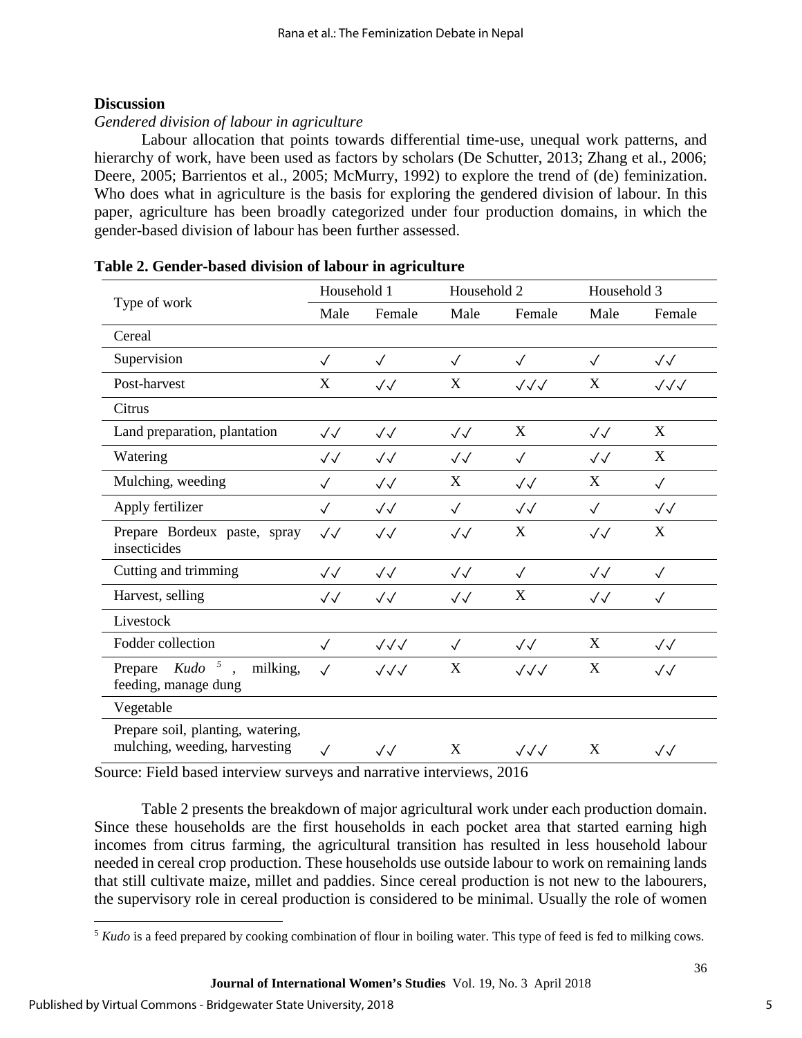## Discussion

*Gendered division of labour in agriculture*

Labour allocation that points towards differential time-use, unequal work patterns, and hierarchy of work, have been used as factors by scholars (De Schutter, 2013; Zhang et al., 2006; Deere, 2005; Barrientos et al., 2005; McMurry, 1992) to explore the trend of (de) feminization. Who does what in agriculture is the basis for exploring the gendered division of labour. In this paper, agriculture has been broadly categorized under four production domains, in which the gender-based division of labour has been further assessed.

**Table 2. Gender-based division of labour in agriculture**

| Type of work | Household 1 | | Household 2 | | Household 3 | |
|---|---|---|---|---|---|---|
| | Male | Female | Male | Female | Male | Female |
| Cereal | | | | | | |
| Supervision | ✓ | ✓ | ✓ | ✓ | ✓ | ✓✓ |
| Post-harvest | X | ✓✓ | X | ✓✓✓ | X | ✓✓✓ |
| Citrus | | | | | | |
| Land preparation, plantation | ✓✓ | ✓✓ | ✓✓ | X | ✓✓ | X |
| Watering | ✓✓ | ✓✓ | ✓✓ | ✓ | ✓✓ | X |
| Mulching, weeding | ✓ | ✓✓ | X | ✓✓ | X | ✓ |
| Apply fertilizer | ✓ | ✓✓ | ✓ | ✓✓ | ✓ | ✓✓ |
| Prepare Bordeux paste, spray insecticides | ✓✓ | ✓✓ | ✓✓ | X | ✓✓ | X |
| Cutting and trimming | ✓✓ | ✓✓ | ✓✓ | ✓ | ✓✓ | ✓ |
| Harvest, selling | ✓✓ | ✓✓ | ✓✓ | X | ✓✓ | ✓ |
| Livestock | | | | | | |
| Fodder collection | ✓ | ✓✓✓ | ✓ | ✓✓ | X | ✓✓ |
| Prepare *Kudo* [5], milking, feeding, manage dung | ✓ | ✓✓✓ | X | ✓✓✓ | X | ✓✓ |
| Vegetable | | | | | | |
| Prepare soil, planting, watering, mulching, weeding, harvesting | ✓ | ✓✓ | X | ✓✓✓ | X | ✓✓ |

Source: Field based interview surveys and narrative interviews, 2016

Table 2 presents the breakdown of major agricultural work under each production domain. Since these households are the first households in each pocket area that started earning high incomes from citrus farming, the agricultural transition has resulted in less household labour needed in cereal crop production. These households use outside labour to work on remaining lands that still cultivate maize, millet and paddies. Since cereal production is not new to the labourers, the supervisory role in cereal production is considered to be minimal. Usually the role of women

[5] *Kudo* is a feed prepared by cooking combination of flour in boiling water. This type of feed is fed to milking cows.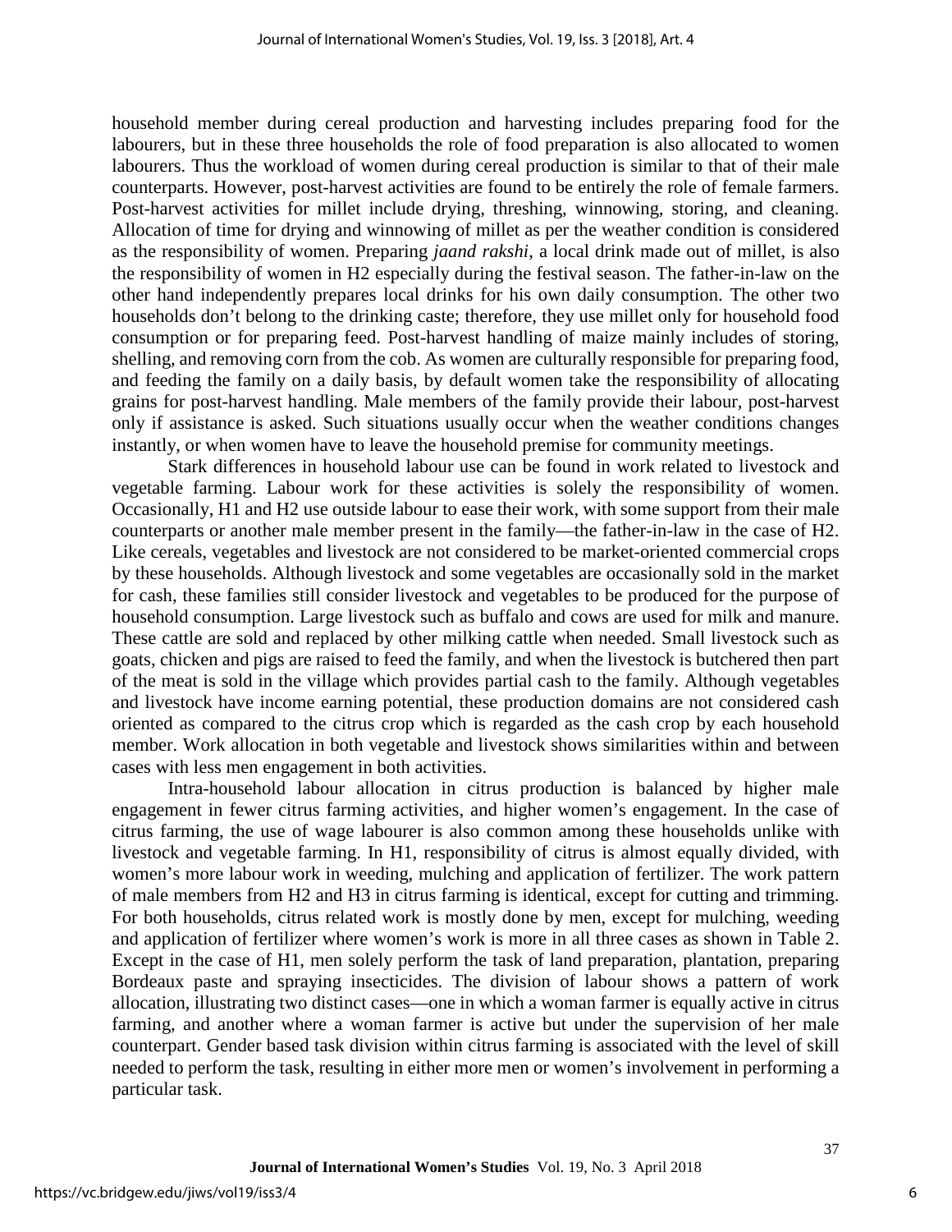household member during cereal production and harvesting includes preparing food for the labourers, but in these three households the role of food preparation is also allocated to women labourers. Thus the workload of women during cereal production is similar to that of their male counterparts. However, post-harvest activities are found to be entirely the role of female farmers. Post-harvest activities for millet include drying, threshing, winnowing, storing, and cleaning. Allocation of time for drying and winnowing of millet as per the weather condition is considered as the responsibility of women. Preparing *jaand rakshi*, a local drink made out of millet, is also the responsibility of women in H2 especially during the festival season. The father-in-law on the other hand independently prepares local drinks for his own daily consumption. The other two households don't belong to the drinking caste; therefore, they use millet only for household food consumption or for preparing feed. Post-harvest handling of maize mainly includes of storing, shelling, and removing corn from the cob. As women are culturally responsible for preparing food, and feeding the family on a daily basis, by default women take the responsibility of allocating grains for post-harvest handling. Male members of the family provide their labour, post-harvest only if assistance is asked. Such situations usually occur when the weather conditions changes instantly, or when women have to leave the household premise for community meetings.

Stark differences in household labour use can be found in work related to livestock and vegetable farming. Labour work for these activities is solely the responsibility of women. Occasionally, H1 and H2 use outside labour to ease their work, with some support from their male counterparts or another male member present in the family—the father-in-law in the case of H2. Like cereals, vegetables and livestock are not considered to be market-oriented commercial crops by these households. Although livestock and some vegetables are occasionally sold in the market for cash, these families still consider livestock and vegetables to be produced for the purpose of household consumption. Large livestock such as buffalo and cows are used for milk and manure. These cattle are sold and replaced by other milking cattle when needed. Small livestock such as goats, chicken and pigs are raised to feed the family, and when the livestock is butchered then part of the meat is sold in the village which provides partial cash to the family. Although vegetables and livestock have income earning potential, these production domains are not considered cash oriented as compared to the citrus crop which is regarded as the cash crop by each household member. Work allocation in both vegetable and livestock shows similarities within and between cases with less men engagement in both activities.

Intra-household labour allocation in citrus production is balanced by higher male engagement in fewer citrus farming activities, and higher women's engagement. In the case of citrus farming, the use of wage labourer is also common among these households unlike with livestock and vegetable farming. In H1, responsibility of citrus is almost equally divided, with women's more labour work in weeding, mulching and application of fertilizer. The work pattern of male members from H2 and H3 in citrus farming is identical, except for cutting and trimming. For both households, citrus related work is mostly done by men, except for mulching, weeding and application of fertilizer where women's work is more in all three cases as shown in Table 2. Except in the case of H1, men solely perform the task of land preparation, plantation, preparing Bordeaux paste and spraying insecticides. The division of labour shows a pattern of work allocation, illustrating two distinct cases—one in which a woman farmer is equally active in citrus farming, and another where a woman farmer is active but under the supervision of her male counterpart. Gender based task division within citrus farming is associated with the level of skill needed to perform the task, resulting in either more men or women's involvement in performing a particular task.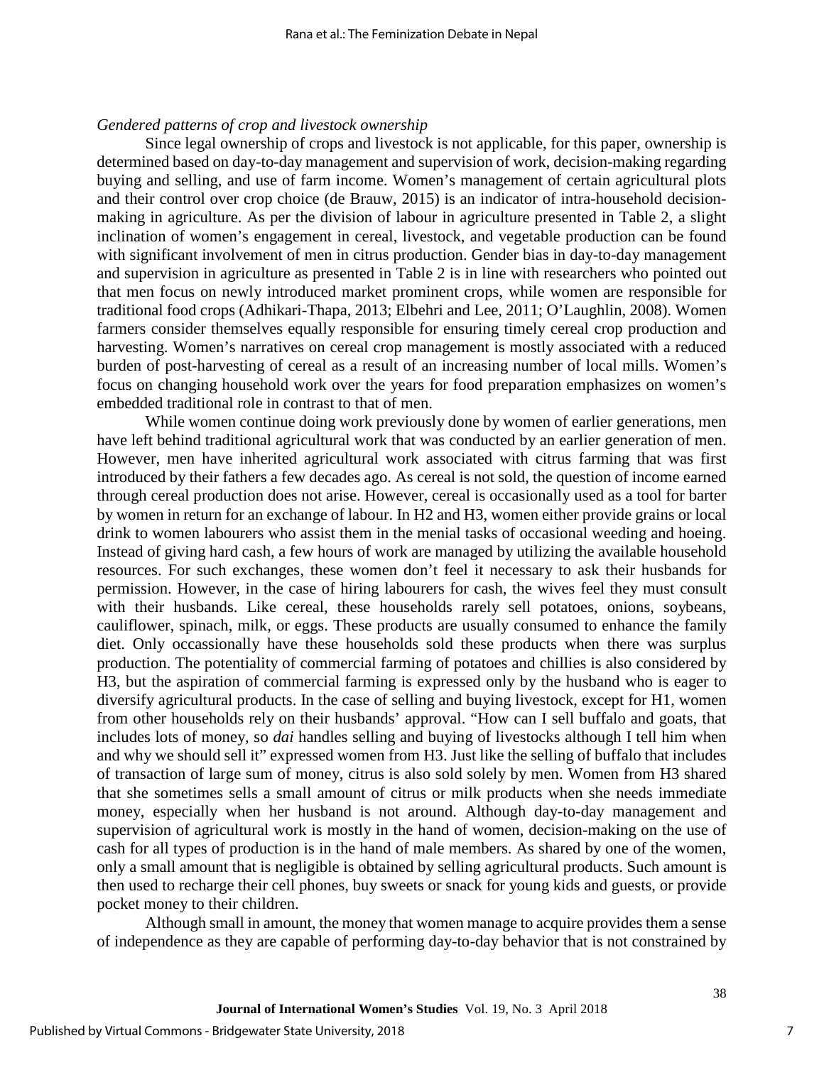*Gendered patterns of crop and livestock ownership*

Since legal ownership of crops and livestock is not applicable, for this paper, ownership is determined based on day-to-day management and supervision of work, decision-making regarding buying and selling, and use of farm income. Women's management of certain agricultural plots and their control over crop choice (de Brauw, 2015) is an indicator of intra-household decision-making in agriculture. As per the division of labour in agriculture presented in Table 2, a slight inclination of women's engagement in cereal, livestock, and vegetable production can be found with significant involvement of men in citrus production. Gender bias in day-to-day management and supervision in agriculture as presented in Table 2 is in line with researchers who pointed out that men focus on newly introduced market prominent crops, while women are responsible for traditional food crops (Adhikari-Thapa, 2013; Elbehri and Lee, 2011; O'Laughlin, 2008). Women farmers consider themselves equally responsible for ensuring timely cereal crop production and harvesting. Women's narratives on cereal crop management is mostly associated with a reduced burden of post-harvesting of cereal as a result of an increasing number of local mills. Women's focus on changing household work over the years for food preparation emphasizes on women's embedded traditional role in contrast to that of men.

While women continue doing work previously done by women of earlier generations, men have left behind traditional agricultural work that was conducted by an earlier generation of men. However, men have inherited agricultural work associated with citrus farming that was first introduced by their fathers a few decades ago. As cereal is not sold, the question of income earned through cereal production does not arise. However, cereal is occasionally used as a tool for barter by women in return for an exchange of labour. In H2 and H3, women either provide grains or local drink to women labourers who assist them in the menial tasks of occasional weeding and hoeing. Instead of giving hard cash, a few hours of work are managed by utilizing the available household resources. For such exchanges, these women don't feel it necessary to ask their husbands for permission. However, in the case of hiring labourers for cash, the wives feel they must consult with their husbands. Like cereal, these households rarely sell potatoes, onions, soybeans, cauliflower, spinach, milk, or eggs. These products are usually consumed to enhance the family diet. Only occassionally have these households sold these products when there was surplus production. The potentiality of commercial farming of potatoes and chillies is also considered by H3, but the aspiration of commercial farming is expressed only by the husband who is eager to diversify agricultural products. In the case of selling and buying livestock, except for H1, women from other households rely on their husbands' approval. "How can I sell buffalo and goats, that includes lots of money, so *dai* handles selling and buying of livestocks although I tell him when and why we should sell it" expressed women from H3. Just like the selling of buffalo that includes of transaction of large sum of money, citrus is also sold solely by men. Women from H3 shared that she sometimes sells a small amount of citrus or milk products when she needs immediate money, especially when her husband is not around. Although day-to-day management and supervision of agricultural work is mostly in the hand of women, decision-making on the use of cash for all types of production is in the hand of male members. As shared by one of the women, only a small amount that is negligible is obtained by selling agricultural products. Such amount is then used to recharge their cell phones, buy sweets or snack for young kids and guests, or provide pocket money to their children.

Although small in amount, the money that women manage to acquire provides them a sense of independence as they are capable of performing day-to-day behavior that is not constrained by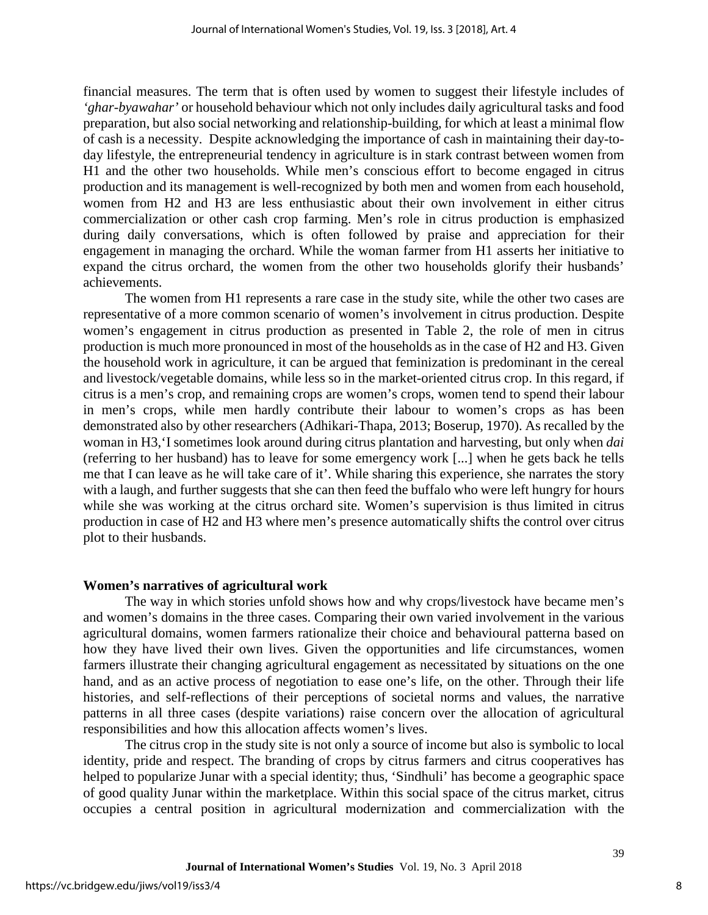financial measures. The term that is often used by women to suggest their lifestyle includes of *'ghar-byawahar'* or household behaviour which not only includes daily agricultural tasks and food preparation, but also social networking and relationship-building, for which at least a minimal flow of cash is a necessity. Despite acknowledging the importance of cash in maintaining their day-to-day lifestyle, the entrepreneurial tendency in agriculture is in stark contrast between women from H1 and the other two households. While men's conscious effort to become engaged in citrus production and its management is well-recognized by both men and women from each household, women from H2 and H3 are less enthusiastic about their own involvement in either citrus commercialization or other cash crop farming. Men's role in citrus production is emphasized during daily conversations, which is often followed by praise and appreciation for their engagement in managing the orchard. While the woman farmer from H1 asserts her initiative to expand the citrus orchard, the women from the other two households glorify their husbands' achievements.

The women from H1 represents a rare case in the study site, while the other two cases are representative of a more common scenario of women's involvement in citrus production. Despite women's engagement in citrus production as presented in Table 2, the role of men in citrus production is much more pronounced in most of the households as in the case of H2 and H3. Given the household work in agriculture, it can be argued that feminization is predominant in the cereal and livestock/vegetable domains, while less so in the market-oriented citrus crop. In this regard, if citrus is a men's crop, and remaining crops are women's crops, women tend to spend their labour in men's crops, while men hardly contribute their labour to women's crops as has been demonstrated also by other researchers (Adhikari-Thapa, 2013; Boserup, 1970). As recalled by the woman in H3,'I sometimes look around during citrus plantation and harvesting, but only when *dai* (referring to her husband) has to leave for some emergency work [...] when he gets back he tells me that I can leave as he will take care of it'. While sharing this experience, she narrates the story with a laugh, and further suggests that she can then feed the buffalo who were left hungry for hours while she was working at the citrus orchard site. Women's supervision is thus limited in citrus production in case of H2 and H3 where men's presence automatically shifts the control over citrus plot to their husbands.

**Women's narratives of agricultural work**

The way in which stories unfold shows how and why crops/livestock have became men's and women's domains in the three cases. Comparing their own varied involvement in the various agricultural domains, women farmers rationalize their choice and behavioural patterna based on how they have lived their own lives. Given the opportunities and life circumstances, women farmers illustrate their changing agricultural engagement as necessitated by situations on the one hand, and as an active process of negotiation to ease one's life, on the other. Through their life histories, and self-reflections of their perceptions of societal norms and values, the narrative patterns in all three cases (despite variations) raise concern over the allocation of agricultural responsibilities and how this allocation affects women's lives.

The citrus crop in the study site is not only a source of income but also is symbolic to local identity, pride and respect. The branding of crops by citrus farmers and citrus cooperatives has helped to popularize Junar with a special identity; thus, 'Sindhuli' has become a geographic space of good quality Junar within the marketplace. Within this social space of the citrus market, citrus occupies a central position in agricultural modernization and commercialization with the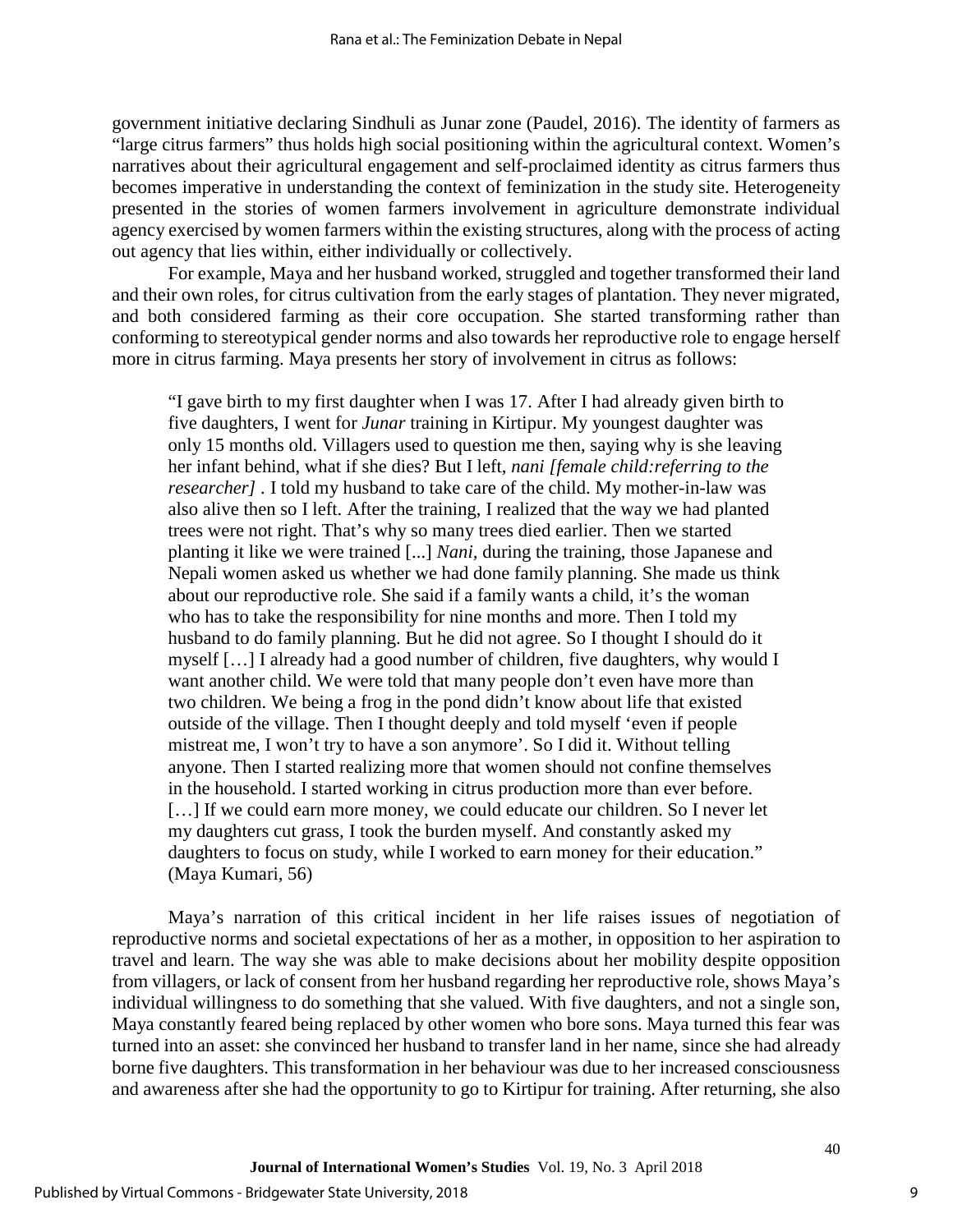government initiative declaring Sindhuli as Junar zone (Paudel, 2016). The identity of farmers as "large citrus farmers" thus holds high social positioning within the agricultural context. Women's narratives about their agricultural engagement and self-proclaimed identity as citrus farmers thus becomes imperative in understanding the context of feminization in the study site. Heterogeneity presented in the stories of women farmers involvement in agriculture demonstrate individual agency exercised by women farmers within the existing structures, along with the process of acting out agency that lies within, either individually or collectively.

For example, Maya and her husband worked, struggled and together transformed their land and their own roles, for citrus cultivation from the early stages of plantation. They never migrated, and both considered farming as their core occupation. She started transforming rather than conforming to stereotypical gender norms and also towards her reproductive role to engage herself more in citrus farming. Maya presents her story of involvement in citrus as follows:

> "I gave birth to my first daughter when I was 17. After I had already given birth to five daughters, I went for *Junar* training in Kirtipur. My youngest daughter was only 15 months old. Villagers used to question me then, saying why is she leaving her infant behind, what if she dies? But I left, *nani [female child:referring to the researcher]* . I told my husband to take care of the child. My mother-in-law was also alive then so I left. After the training, I realized that the way we had planted trees were not right. That's why so many trees died earlier. Then we started planting it like we were trained [...] *Nani*, during the training, those Japanese and Nepali women asked us whether we had done family planning. She made us think about our reproductive role. She said if a family wants a child, it's the woman who has to take the responsibility for nine months and more. Then I told my husband to do family planning. But he did not agree. So I thought I should do it myself […] I already had a good number of children, five daughters, why would I want another child. We were told that many people don't even have more than two children. We being a frog in the pond didn't know about life that existed outside of the village. Then I thought deeply and told myself 'even if people mistreat me, I won't try to have a son anymore'. So I did it. Without telling anyone. Then I started realizing more that women should not confine themselves in the household. I started working in citrus production more than ever before. […] If we could earn more money, we could educate our children. So I never let my daughters cut grass, I took the burden myself. And constantly asked my daughters to focus on study, while I worked to earn money for their education." (Maya Kumari, 56)

Maya's narration of this critical incident in her life raises issues of negotiation of reproductive norms and societal expectations of her as a mother, in opposition to her aspiration to travel and learn. The way she was able to make decisions about her mobility despite opposition from villagers, or lack of consent from her husband regarding her reproductive role, shows Maya's individual willingness to do something that she valued. With five daughters, and not a single son, Maya constantly feared being replaced by other women who bore sons. Maya turned this fear was turned into an asset: she convinced her husband to transfer land in her name, since she had already borne five daughters. This transformation in her behaviour was due to her increased consciousness and awareness after she had the opportunity to go to Kirtipur for training. After returning, she also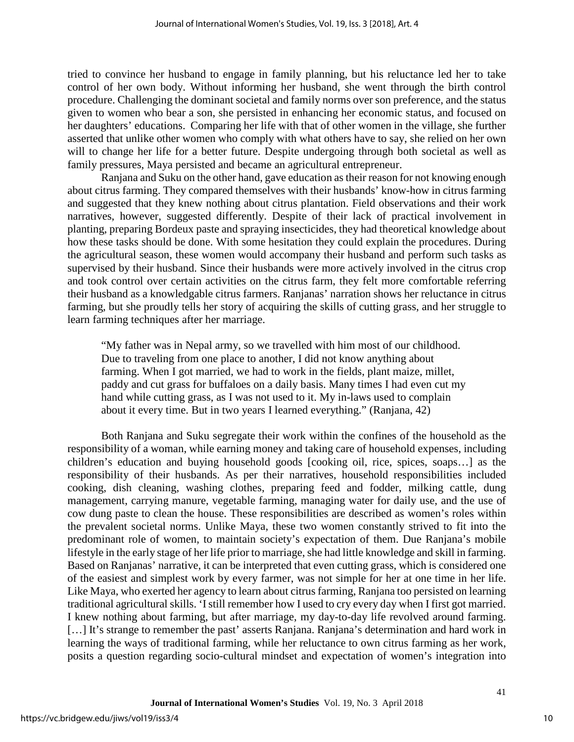tried to convince her husband to engage in family planning, but his reluctance led her to take control of her own body. Without informing her husband, she went through the birth control procedure. Challenging the dominant societal and family norms over son preference, and the status given to women who bear a son, she persisted in enhancing her economic status, and focused on her daughters' educations. Comparing her life with that of other women in the village, she further asserted that unlike other women who comply with what others have to say, she relied on her own will to change her life for a better future. Despite undergoing through both societal as well as family pressures, Maya persisted and became an agricultural entrepreneur.

Ranjana and Suku on the other hand, gave education as their reason for not knowing enough about citrus farming. They compared themselves with their husbands' know-how in citrus farming and suggested that they knew nothing about citrus plantation. Field observations and their work narratives, however, suggested differently. Despite of their lack of practical involvement in planting, preparing Bordeux paste and spraying insecticides, they had theoretical knowledge about how these tasks should be done. With some hesitation they could explain the procedures. During the agricultural season, these women would accompany their husband and perform such tasks as supervised by their husband. Since their husbands were more actively involved in the citrus crop and took control over certain activities on the citrus farm, they felt more comfortable referring their husband as a knowledgable citrus farmers. Ranjanas' narration shows her reluctance in citrus farming, but she proudly tells her story of acquiring the skills of cutting grass, and her struggle to learn farming techniques after her marriage.

> "My father was in Nepal army, so we travelled with him most of our childhood. Due to traveling from one place to another, I did not know anything about farming. When I got married, we had to work in the fields, plant maize, millet, paddy and cut grass for buffaloes on a daily basis. Many times I had even cut my hand while cutting grass, as I was not used to it. My in-laws used to complain about it every time. But in two years I learned everything." (Ranjana, 42)

Both Ranjana and Suku segregate their work within the confines of the household as the responsibility of a woman, while earning money and taking care of household expenses, including children's education and buying household goods [cooking oil, rice, spices, soaps…] as the responsibility of their husbands. As per their narratives, household responsibilities included cooking, dish cleaning, washing clothes, preparing feed and fodder, milking cattle, dung management, carrying manure, vegetable farming, managing water for daily use, and the use of cow dung paste to clean the house. These responsibilities are described as women's roles within the prevalent societal norms. Unlike Maya, these two women constantly strived to fit into the predominant role of women, to maintain society's expectation of them. Due Ranjana's mobile lifestyle in the early stage of her life prior to marriage, she had little knowledge and skill in farming. Based on Ranjanas' narrative, it can be interpreted that even cutting grass, which is considered one of the easiest and simplest work by every farmer, was not simple for her at one time in her life. Like Maya, who exerted her agency to learn about citrus farming, Ranjana too persisted on learning traditional agricultural skills. 'I still remember how I used to cry every day when I first got married. I knew nothing about farming, but after marriage, my day-to-day life revolved around farming. […] It's strange to remember the past' asserts Ranjana. Ranjana's determination and hard work in learning the ways of traditional farming, while her reluctance to own citrus farming as her work, posits a question regarding socio-cultural mindset and expectation of women's integration into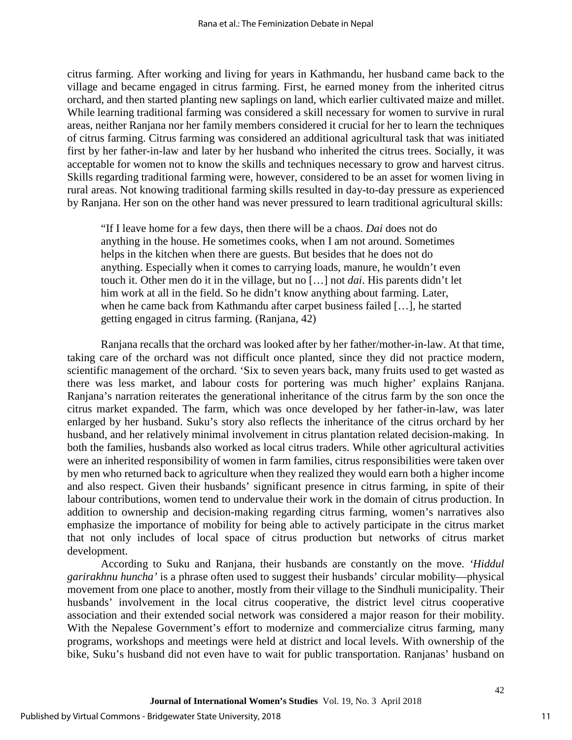citrus farming. After working and living for years in Kathmandu, her husband came back to the village and became engaged in citrus farming. First, he earned money from the inherited citrus orchard, and then started planting new saplings on land, which earlier cultivated maize and millet. While learning traditional farming was considered a skill necessary for women to survive in rural areas, neither Ranjana nor her family members considered it crucial for her to learn the techniques of citrus farming. Citrus farming was considered an additional agricultural task that was initiated first by her father-in-law and later by her husband who inherited the citrus trees. Socially, it was acceptable for women not to know the skills and techniques necessary to grow and harvest citrus. Skills regarding traditional farming were, however, considered to be an asset for women living in rural areas. Not knowing traditional farming skills resulted in day-to-day pressure as experienced by Ranjana. Her son on the other hand was never pressured to learn traditional agricultural skills:

> "If I leave home for a few days, then there will be a chaos. *Dai* does not do anything in the house. He sometimes cooks, when I am not around. Sometimes helps in the kitchen when there are guests. But besides that he does not do anything. Especially when it comes to carrying loads, manure, he wouldn't even touch it. Other men do it in the village, but no […] not *dai*. His parents didn't let him work at all in the field. So he didn't know anything about farming. Later, when he came back from Kathmandu after carpet business failed […], he started getting engaged in citrus farming. (Ranjana, 42)

Ranjana recalls that the orchard was looked after by her father/mother-in-law. At that time, taking care of the orchard was not difficult once planted, since they did not practice modern, scientific management of the orchard. 'Six to seven years back, many fruits used to get wasted as there was less market, and labour costs for portering was much higher' explains Ranjana. Ranjana's narration reiterates the generational inheritance of the citrus farm by the son once the citrus market expanded. The farm, which was once developed by her father-in-law, was later enlarged by her husband. Suku's story also reflects the inheritance of the citrus orchard by her husband, and her relatively minimal involvement in citrus plantation related decision-making. In both the families, husbands also worked as local citrus traders. While other agricultural activities were an inherited responsibility of women in farm families, citrus responsibilities were taken over by men who returned back to agriculture when they realized they would earn both a higher income and also respect. Given their husbands' significant presence in citrus farming, in spite of their labour contributions, women tend to undervalue their work in the domain of citrus production. In addition to ownership and decision-making regarding citrus farming, women's narratives also emphasize the importance of mobility for being able to actively participate in the citrus market that not only includes of local space of citrus production but networks of citrus market development.

According to Suku and Ranjana, their husbands are constantly on the move. *'Hiddul garirakhnu huncha'* is a phrase often used to suggest their husbands' circular mobility—physical movement from one place to another, mostly from their village to the Sindhuli municipality. Their husbands' involvement in the local citrus cooperative, the district level citrus cooperative association and their extended social network was considered a major reason for their mobility. With the Nepalese Government's effort to modernize and commercialize citrus farming, many programs, workshops and meetings were held at district and local levels. With ownership of the bike, Suku's husband did not even have to wait for public transportation. Ranjanas' husband on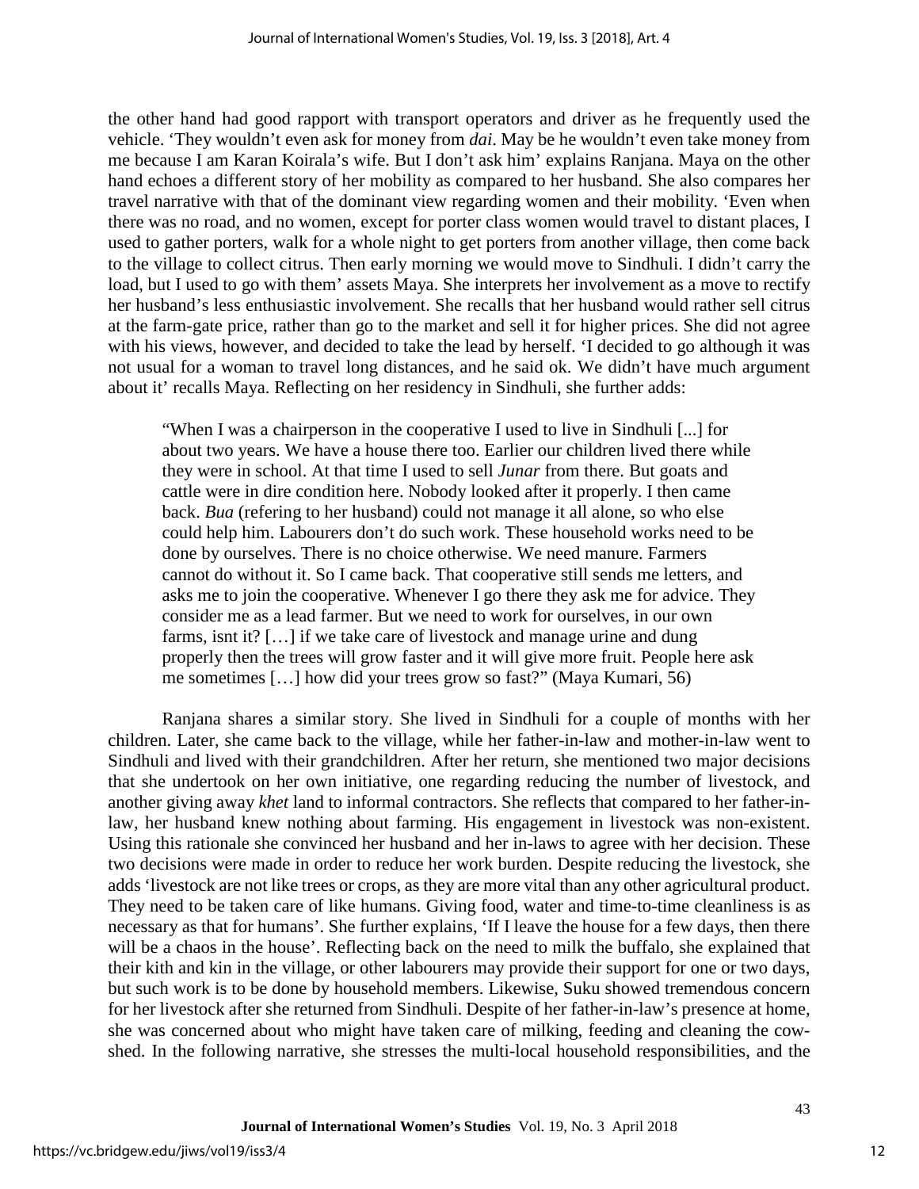the other hand had good rapport with transport operators and driver as he frequently used the vehicle. 'They wouldn't even ask for money from *dai*. May be he wouldn't even take money from me because I am Karan Koirala's wife. But I don't ask him' explains Ranjana. Maya on the other hand echoes a different story of her mobility as compared to her husband. She also compares her travel narrative with that of the dominant view regarding women and their mobility. 'Even when there was no road, and no women, except for porter class women would travel to distant places, I used to gather porters, walk for a whole night to get porters from another village, then come back to the village to collect citrus. Then early morning we would move to Sindhuli. I didn't carry the load, but I used to go with them' assets Maya. She interprets her involvement as a move to rectify her husband's less enthusiastic involvement. She recalls that her husband would rather sell citrus at the farm-gate price, rather than go to the market and sell it for higher prices. She did not agree with his views, however, and decided to take the lead by herself. 'I decided to go although it was not usual for a woman to travel long distances, and he said ok. We didn't have much argument about it' recalls Maya. Reflecting on her residency in Sindhuli, she further adds:

> "When I was a chairperson in the cooperative I used to live in Sindhuli [...] for about two years. We have a house there too. Earlier our children lived there while they were in school. At that time I used to sell *Junar* from there. But goats and cattle were in dire condition here. Nobody looked after it properly. I then came back. *Bua* (refering to her husband) could not manage it all alone, so who else could help him. Labourers don't do such work. These household works need to be done by ourselves. There is no choice otherwise. We need manure. Farmers cannot do without it. So I came back. That cooperative still sends me letters, and asks me to join the cooperative. Whenever I go there they ask me for advice. They consider me as a lead farmer. But we need to work for ourselves, in our own farms, isnt it? […] if we take care of livestock and manage urine and dung properly then the trees will grow faster and it will give more fruit. People here ask me sometimes […] how did your trees grow so fast?" (Maya Kumari, 56)

Ranjana shares a similar story. She lived in Sindhuli for a couple of months with her children. Later, she came back to the village, while her father-in-law and mother-in-law went to Sindhuli and lived with their grandchildren. After her return, she mentioned two major decisions that she undertook on her own initiative, one regarding reducing the number of livestock, and another giving away *khet* land to informal contractors. She reflects that compared to her father-in-law, her husband knew nothing about farming. His engagement in livestock was non-existent. Using this rationale she convinced her husband and her in-laws to agree with her decision. These two decisions were made in order to reduce her work burden. Despite reducing the livestock, she adds 'livestock are not like trees or crops, as they are more vital than any other agricultural product. They need to be taken care of like humans. Giving food, water and time-to-time cleanliness is as necessary as that for humans'. She further explains, 'If I leave the house for a few days, then there will be a chaos in the house'. Reflecting back on the need to milk the buffalo, she explained that their kith and kin in the village, or other labourers may provide their support for one or two days, but such work is to be done by household members. Likewise, Suku showed tremendous concern for her livestock after she returned from Sindhuli. Despite of her father-in-law's presence at home, she was concerned about who might have taken care of milking, feeding and cleaning the cow-shed. In the following narrative, she stresses the multi-local household responsibilities, and the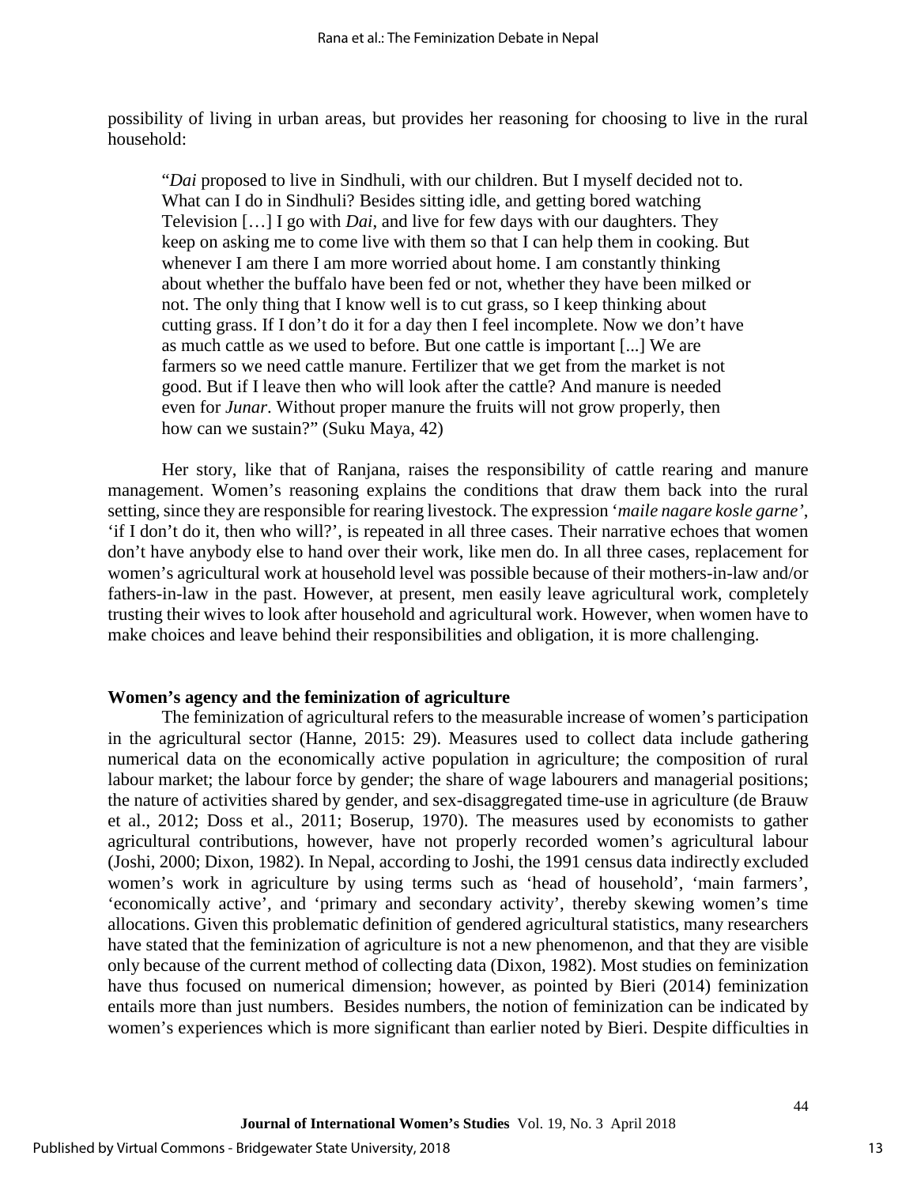possibility of living in urban areas, but provides her reasoning for choosing to live in the rural household:

> "*Dai* proposed to live in Sindhuli, with our children. But I myself decided not to. What can I do in Sindhuli? Besides sitting idle, and getting bored watching Television […] I go with *Dai*, and live for few days with our daughters. They keep on asking me to come live with them so that I can help them in cooking. But whenever I am there I am more worried about home. I am constantly thinking about whether the buffalo have been fed or not, whether they have been milked or not. The only thing that I know well is to cut grass, so I keep thinking about cutting grass. If I don't do it for a day then I feel incomplete. Now we don't have as much cattle as we used to before. But one cattle is important [...] We are farmers so we need cattle manure. Fertilizer that we get from the market is not good. But if I leave then who will look after the cattle? And manure is needed even for *Junar*. Without proper manure the fruits will not grow properly, then how can we sustain?" (Suku Maya, 42)

Her story, like that of Ranjana, raises the responsibility of cattle rearing and manure management. Women's reasoning explains the conditions that draw them back into the rural setting, since they are responsible for rearing livestock. The expression '*maile nagare kosle garne*', 'if I don't do it, then who will?', is repeated in all three cases. Their narrative echoes that women don't have anybody else to hand over their work, like men do. In all three cases, replacement for women's agricultural work at household level was possible because of their mothers-in-law and/or fathers-in-law in the past. However, at present, men easily leave agricultural work, completely trusting their wives to look after household and agricultural work. However, when women have to make choices and leave behind their responsibilities and obligation, it is more challenging.

## Women's agency and the feminization of agriculture

The feminization of agricultural refers to the measurable increase of women's participation in the agricultural sector (Hanne, 2015: 29). Measures used to collect data include gathering numerical data on the economically active population in agriculture; the composition of rural labour market; the labour force by gender; the share of wage labourers and managerial positions; the nature of activities shared by gender, and sex-disaggregated time-use in agriculture (de Brauw et al., 2012; Doss et al., 2011; Boserup, 1970). The measures used by economists to gather agricultural contributions, however, have not properly recorded women's agricultural labour (Joshi, 2000; Dixon, 1982). In Nepal, according to Joshi, the 1991 census data indirectly excluded women's work in agriculture by using terms such as 'head of household', 'main farmers', 'economically active', and 'primary and secondary activity', thereby skewing women's time allocations. Given this problematic definition of gendered agricultural statistics, many researchers have stated that the feminization of agriculture is not a new phenomenon, and that they are visible only because of the current method of collecting data (Dixon, 1982). Most studies on feminization have thus focused on numerical dimension; however, as pointed by Bieri (2014) feminization entails more than just numbers. Besides numbers, the notion of feminization can be indicated by women's experiences which is more significant than earlier noted by Bieri. Despite difficulties in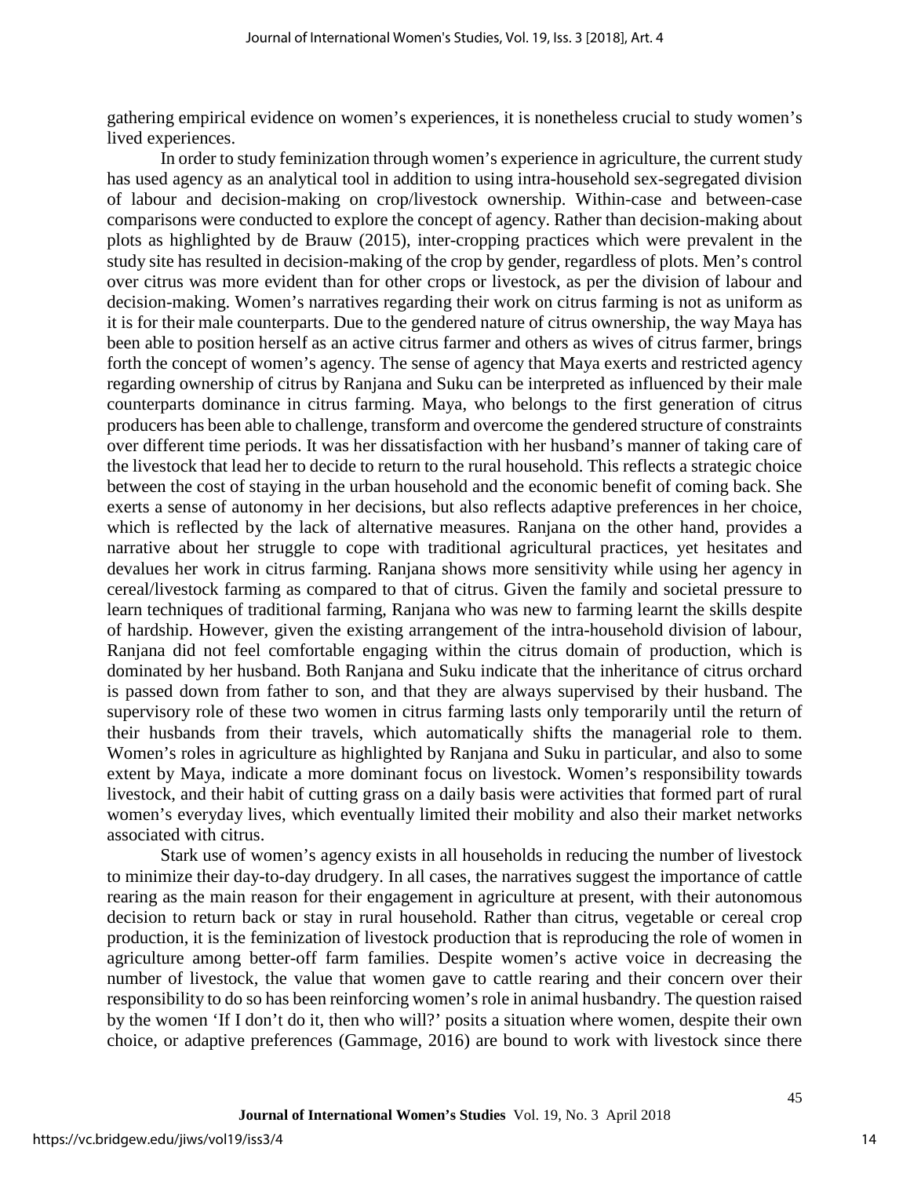gathering empirical evidence on women's experiences, it is nonetheless crucial to study women's lived experiences.

In order to study feminization through women's experience in agriculture, the current study has used agency as an analytical tool in addition to using intra-household sex-segregated division of labour and decision-making on crop/livestock ownership. Within-case and between-case comparisons were conducted to explore the concept of agency. Rather than decision-making about plots as highlighted by de Brauw (2015), inter-cropping practices which were prevalent in the study site has resulted in decision-making of the crop by gender, regardless of plots. Men's control over citrus was more evident than for other crops or livestock, as per the division of labour and decision-making. Women's narratives regarding their work on citrus farming is not as uniform as it is for their male counterparts. Due to the gendered nature of citrus ownership, the way Maya has been able to position herself as an active citrus farmer and others as wives of citrus farmer, brings forth the concept of women's agency. The sense of agency that Maya exerts and restricted agency regarding ownership of citrus by Ranjana and Suku can be interpreted as influenced by their male counterparts dominance in citrus farming. Maya, who belongs to the first generation of citrus producers has been able to challenge, transform and overcome the gendered structure of constraints over different time periods. It was her dissatisfaction with her husband's manner of taking care of the livestock that lead her to decide to return to the rural household. This reflects a strategic choice between the cost of staying in the urban household and the economic benefit of coming back. She exerts a sense of autonomy in her decisions, but also reflects adaptive preferences in her choice, which is reflected by the lack of alternative measures. Ranjana on the other hand, provides a narrative about her struggle to cope with traditional agricultural practices, yet hesitates and devalues her work in citrus farming. Ranjana shows more sensitivity while using her agency in cereal/livestock farming as compared to that of citrus. Given the family and societal pressure to learn techniques of traditional farming, Ranjana who was new to farming learnt the skills despite of hardship. However, given the existing arrangement of the intra-household division of labour, Ranjana did not feel comfortable engaging within the citrus domain of production, which is dominated by her husband. Both Ranjana and Suku indicate that the inheritance of citrus orchard is passed down from father to son, and that they are always supervised by their husband. The supervisory role of these two women in citrus farming lasts only temporarily until the return of their husbands from their travels, which automatically shifts the managerial role to them. Women's roles in agriculture as highlighted by Ranjana and Suku in particular, and also to some extent by Maya, indicate a more dominant focus on livestock. Women's responsibility towards livestock, and their habit of cutting grass on a daily basis were activities that formed part of rural women's everyday lives, which eventually limited their mobility and also their market networks associated with citrus.

Stark use of women's agency exists in all households in reducing the number of livestock to minimize their day-to-day drudgery. In all cases, the narratives suggest the importance of cattle rearing as the main reason for their engagement in agriculture at present, with their autonomous decision to return back or stay in rural household. Rather than citrus, vegetable or cereal crop production, it is the feminization of livestock production that is reproducing the role of women in agriculture among better-off farm families. Despite women's active voice in decreasing the number of livestock, the value that women gave to cattle rearing and their concern over their responsibility to do so has been reinforcing women's role in animal husbandry. The question raised by the women 'If I don't do it, then who will?' posits a situation where women, despite their own choice, or adaptive preferences (Gammage, 2016) are bound to work with livestock since there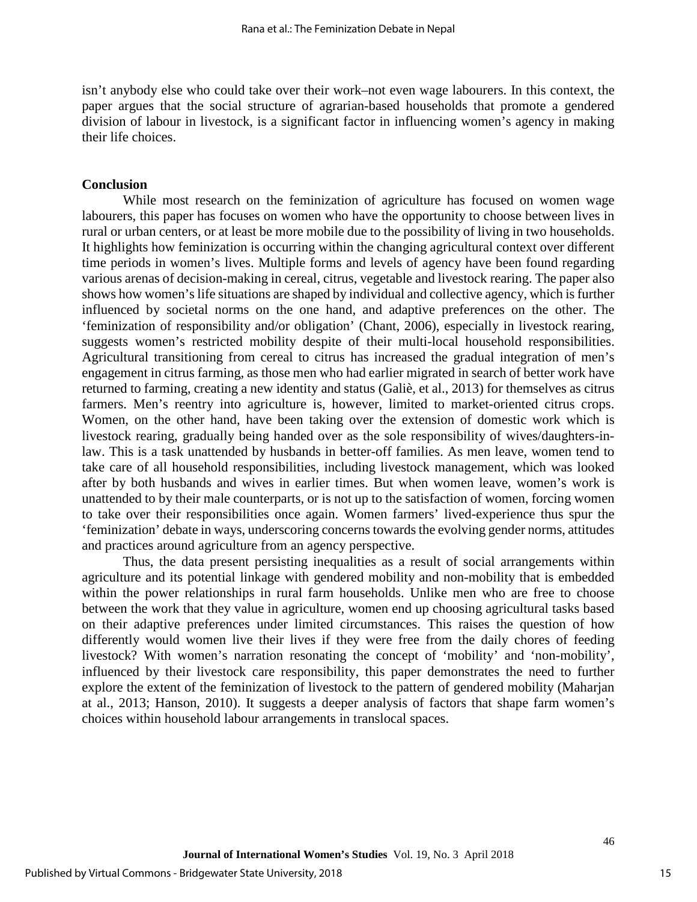isn't anybody else who could take over their work–not even wage labourers. In this context, the paper argues that the social structure of agrarian-based households that promote a gendered division of labour in livestock, is a significant factor in influencing women's agency in making their life choices.

## Conclusion

While most research on the feminization of agriculture has focused on women wage labourers, this paper has focuses on women who have the opportunity to choose between lives in rural or urban centers, or at least be more mobile due to the possibility of living in two households. It highlights how feminization is occurring within the changing agricultural context over different time periods in women's lives. Multiple forms and levels of agency have been found regarding various arenas of decision-making in cereal, citrus, vegetable and livestock rearing. The paper also shows how women's life situations are shaped by individual and collective agency, which is further influenced by societal norms on the one hand, and adaptive preferences on the other. The 'feminization of responsibility and/or obligation' (Chant, 2006), especially in livestock rearing, suggests women's restricted mobility despite of their multi-local household responsibilities. Agricultural transitioning from cereal to citrus has increased the gradual integration of men's engagement in citrus farming, as those men who had earlier migrated in search of better work have returned to farming, creating a new identity and status (Galiè, et al., 2013) for themselves as citrus farmers. Men's reentry into agriculture is, however, limited to market-oriented citrus crops. Women, on the other hand, have been taking over the extension of domestic work which is livestock rearing, gradually being handed over as the sole responsibility of wives/daughters-in-law. This is a task unattended by husbands in better-off families. As men leave, women tend to take care of all household responsibilities, including livestock management, which was looked after by both husbands and wives in earlier times. But when women leave, women's work is unattended to by their male counterparts, or is not up to the satisfaction of women, forcing women to take over their responsibilities once again. Women farmers' lived-experience thus spur the 'feminization' debate in ways, underscoring concerns towards the evolving gender norms, attitudes and practices around agriculture from an agency perspective.

Thus, the data present persisting inequalities as a result of social arrangements within agriculture and its potential linkage with gendered mobility and non-mobility that is embedded within the power relationships in rural farm households. Unlike men who are free to choose between the work that they value in agriculture, women end up choosing agricultural tasks based on their adaptive preferences under limited circumstances. This raises the question of how differently would women live their lives if they were free from the daily chores of feeding livestock? With women's narration resonating the concept of 'mobility' and 'non-mobility', influenced by their livestock care responsibility, this paper demonstrates the need to further explore the extent of the feminization of livestock to the pattern of gendered mobility (Maharjan at al., 2013; Hanson, 2010). It suggests a deeper analysis of factors that shape farm women's choices within household labour arrangements in translocal spaces.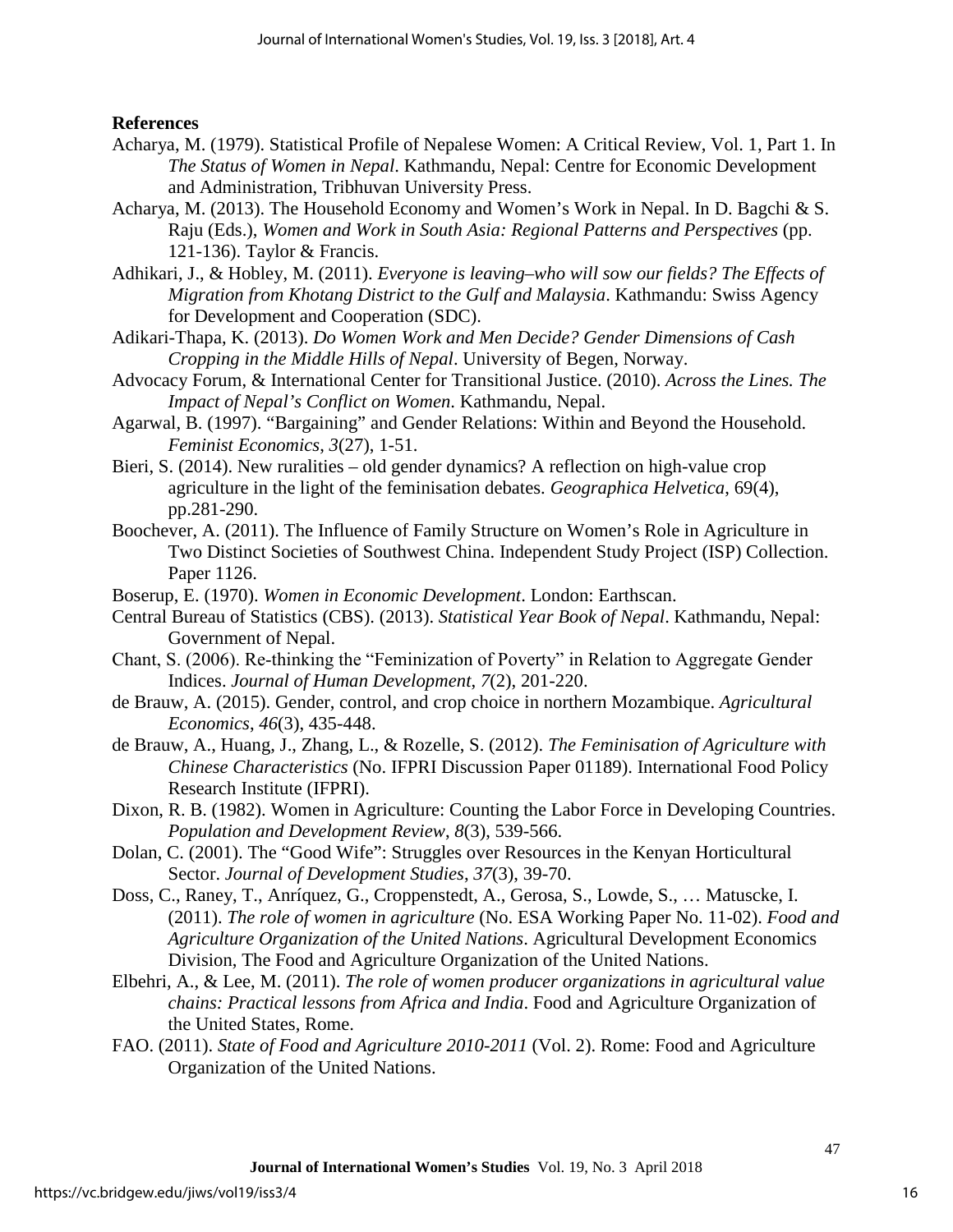**References**

Acharya, M. (1979). Statistical Profile of Nepalese Women: A Critical Review, Vol. 1, Part 1. In *The Status of Women in Nepal*. Kathmandu, Nepal: Centre for Economic Development and Administration, Tribhuvan University Press.

Acharya, M. (2013). The Household Economy and Women's Work in Nepal. In D. Bagchi & S. Raju (Eds.), *Women and Work in South Asia: Regional Patterns and Perspectives* (pp. 121-136). Taylor & Francis.

Adhikari, J., & Hobley, M. (2011). *Everyone is leaving–who will sow our fields? The Effects of Migration from Khotang District to the Gulf and Malaysia*. Kathmandu: Swiss Agency for Development and Cooperation (SDC).

Adikari-Thapa, K. (2013). *Do Women Work and Men Decide? Gender Dimensions of Cash Cropping in the Middle Hills of Nepal*. University of Begen, Norway.

Advocacy Forum, & International Center for Transitional Justice. (2010). *Across the Lines. The Impact of Nepal's Conflict on Women*. Kathmandu, Nepal.

Agarwal, B. (1997). "Bargaining" and Gender Relations: Within and Beyond the Household. *Feminist Economics*, *3*(27), 1-51.

Bieri, S. (2014). New ruralities – old gender dynamics? A reflection on high-value crop agriculture in the light of the feminisation debates. *Geographica Helvetica*, 69(4), pp.281-290.

Boochever, A. (2011). The Influence of Family Structure on Women's Role in Agriculture in Two Distinct Societies of Southwest China. Independent Study Project (ISP) Collection. Paper 1126.

Boserup, E. (1970). *Women in Economic Development*. London: Earthscan.

Central Bureau of Statistics (CBS). (2013). *Statistical Year Book of Nepal*. Kathmandu, Nepal: Government of Nepal.

Chant, S. (2006). Re-thinking the "Feminization of Poverty" in Relation to Aggregate Gender Indices. *Journal of Human Development*, *7*(2), 201-220.

de Brauw, A. (2015). Gender, control, and crop choice in northern Mozambique. *Agricultural Economics*, *46*(3), 435-448.

de Brauw, A., Huang, J., Zhang, L., & Rozelle, S. (2012). *The Feminisation of Agriculture with Chinese Characteristics* (No. IFPRI Discussion Paper 01189). International Food Policy Research Institute (IFPRI).

Dixon, R. B. (1982). Women in Agriculture: Counting the Labor Force in Developing Countries. *Population and Development Review*, *8*(3), 539-566.

Dolan, C. (2001). The "Good Wife": Struggles over Resources in the Kenyan Horticultural Sector. *Journal of Development Studies*, *37*(3), 39-70.

Doss, C., Raney, T., Anríquez, G., Croppenstedt, A., Gerosa, S., Lowde, S., … Matuscke, I. (2011). *The role of women in agriculture* (No. ESA Working Paper No. 11-02). *Food and Agriculture Organization of the United Nations*. Agricultural Development Economics Division, The Food and Agriculture Organization of the United Nations.

Elbehri, A., & Lee, M. (2011). *The role of women producer organizations in agricultural value chains: Practical lessons from Africa and India*. Food and Agriculture Organization of the United States, Rome.

FAO. (2011). *State of Food and Agriculture 2010-2011* (Vol. 2). Rome: Food and Agriculture Organization of the United Nations.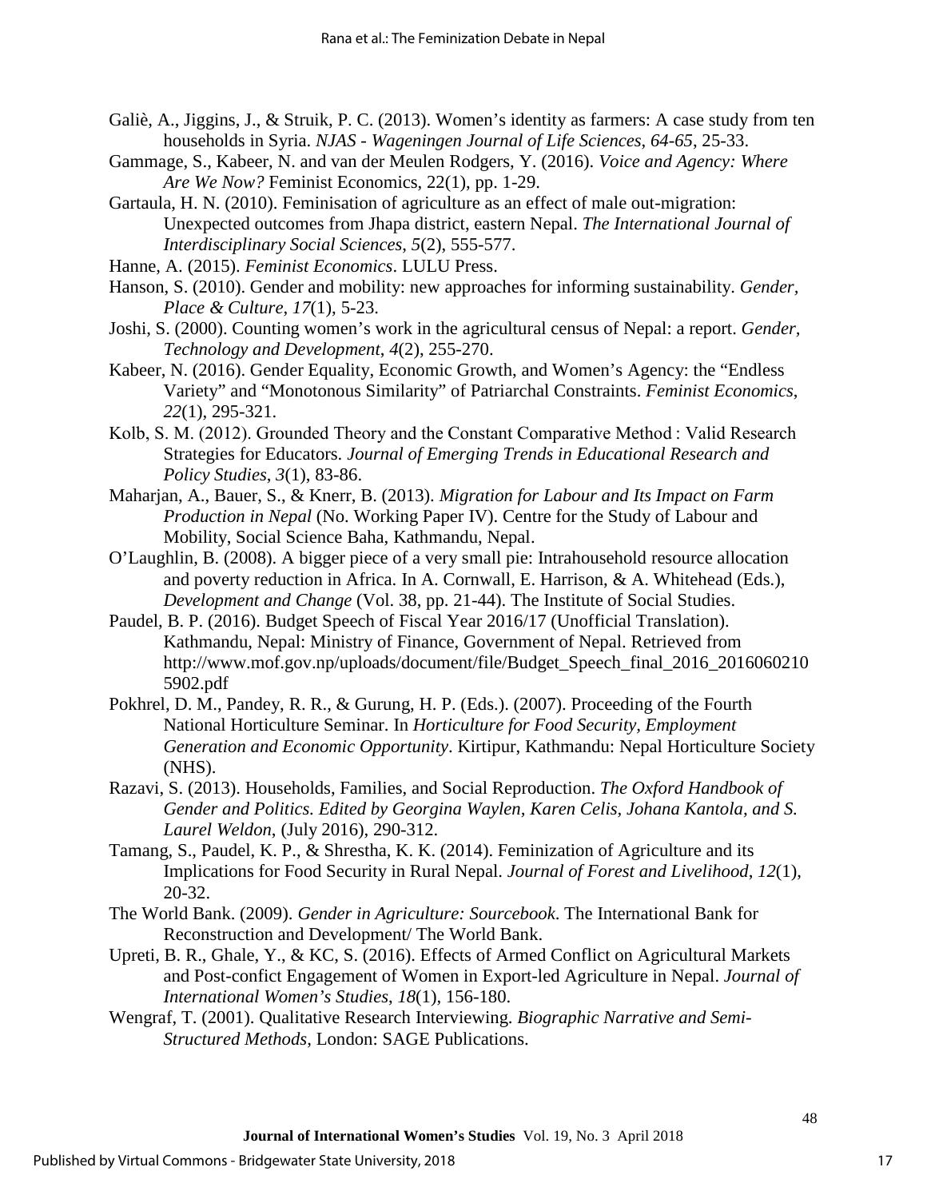Galiè, A., Jiggins, J., & Struik, P. C. (2013). Women's identity as farmers: A case study from ten households in Syria. *NJAS - Wageningen Journal of Life Sciences*, *64-65*, 25-33.

Gammage, S., Kabeer, N. and van der Meulen Rodgers, Y. (2016). *Voice and Agency: Where Are We Now?* Feminist Economics, 22(1), pp. 1-29.

Gartaula, H. N. (2010). Feminisation of agriculture as an effect of male out-migration: Unexpected outcomes from Jhapa district, eastern Nepal. *The International Journal of Interdisciplinary Social Sciences*, *5*(2), 555-577.

Hanne, A. (2015). *Feminist Economics*. LULU Press.

Hanson, S. (2010). Gender and mobility: new approaches for informing sustainability. *Gender, Place & Culture*, *17*(1), 5-23.

Joshi, S. (2000). Counting women's work in the agricultural census of Nepal: a report. *Gender, Technology and Development*, *4*(2), 255-270.

Kabeer, N. (2016). Gender Equality, Economic Growth, and Women's Agency: the "Endless Variety" and "Monotonous Similarity" of Patriarchal Constraints. *Feminist Economics*, *22*(1), 295-321.

Kolb, S. M. (2012). Grounded Theory and the Constant Comparative Method : Valid Research Strategies for Educators. *Journal of Emerging Trends in Educational Research and Policy Studies*, *3*(1), 83-86.

Maharjan, A., Bauer, S., & Knerr, B. (2013). *Migration for Labour and Its Impact on Farm Production in Nepal* (No. Working Paper IV). Centre for the Study of Labour and Mobility, Social Science Baha, Kathmandu, Nepal.

O'Laughlin, B. (2008). A bigger piece of a very small pie: Intrahousehold resource allocation and poverty reduction in Africa. In A. Cornwall, E. Harrison, & A. Whitehead (Eds.), *Development and Change* (Vol. 38, pp. 21-44). The Institute of Social Studies.

Paudel, B. P. (2016). Budget Speech of Fiscal Year 2016/17 (Unofficial Translation). Kathmandu, Nepal: Ministry of Finance, Government of Nepal. Retrieved from http://www.mof.gov.np/uploads/document/file/Budget_Speech_final_2016_20160602105902.pdf

Pokhrel, D. M., Pandey, R. R., & Gurung, H. P. (Eds.). (2007). Proceeding of the Fourth National Horticulture Seminar. In *Horticulture for Food Security, Employment Generation and Economic Opportunity*. Kirtipur, Kathmandu: Nepal Horticulture Society (NHS).

Razavi, S. (2013). Households, Families, and Social Reproduction. *The Oxford Handbook of Gender and Politics. Edited by Georgina Waylen, Karen Celis, Johana Kantola, and S. Laurel Weldon*, (July 2016), 290-312.

Tamang, S., Paudel, K. P., & Shrestha, K. K. (2014). Feminization of Agriculture and its Implications for Food Security in Rural Nepal. *Journal of Forest and Livelihood*, *12*(1), 20-32.

The World Bank. (2009). *Gender in Agriculture: Sourcebook*. The International Bank for Reconstruction and Development/ The World Bank.

Upreti, B. R., Ghale, Y., & KC, S. (2016). Effects of Armed Conflict on Agricultural Markets and Post-confict Engagement of Women in Export-led Agriculture in Nepal. *Journal of International Women's Studies*, *18*(1), 156-180.

Wengraf, T. (2001). Qualitative Research Interviewing. *Biographic Narrative and Semi-Structured Methods*, London: SAGE Publications.